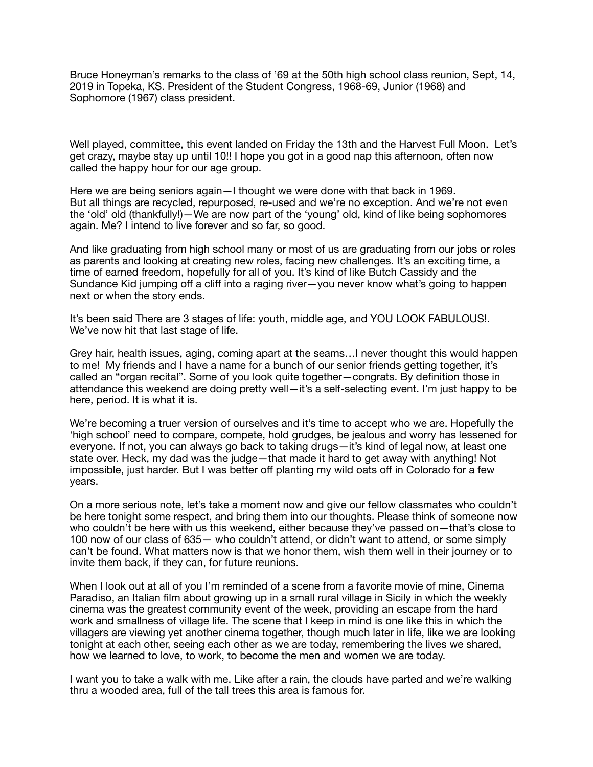Bruce Honeyman's remarks to the class of '69 at the 50th high school class reunion, Sept, 14, 2019 in Topeka, KS. President of the Student Congress, 1968-69, Junior (1968) and Sophomore (1967) class president.

Well played, committee, this event landed on Friday the 13th and the Harvest Full Moon. Let's get crazy, maybe stay up until 10!! I hope you got in a good nap this afternoon, often now called the happy hour for our age group.

Here we are being seniors again—I thought we were done with that back in 1969. But all things are recycled, repurposed, re-used and we're no exception. And we're not even the 'old' old (thankfully!)—We are now part of the 'young' old, kind of like being sophomores again. Me? I intend to live forever and so far, so good.

And like graduating from high school many or most of us are graduating from our jobs or roles as parents and looking at creating new roles, facing new challenges. It's an exciting time, a time of earned freedom, hopefully for all of you. It's kind of like Butch Cassidy and the Sundance Kid jumping off a cliff into a raging river—you never know what's going to happen next or when the story ends.

It's been said There are 3 stages of life: youth, middle age, and YOU LOOK FABULOUS!. We've now hit that last stage of life.

Grey hair, health issues, aging, coming apart at the seams…I never thought this would happen to me! My friends and I have a name for a bunch of our senior friends getting together, it's called an "organ recital". Some of you look quite together—congrats. By definition those in attendance this weekend are doing pretty well—it's a self-selecting event. I'm just happy to be here, period. It is what it is.

We're becoming a truer version of ourselves and it's time to accept who we are. Hopefully the 'high school' need to compare, compete, hold grudges, be jealous and worry has lessened for everyone. If not, you can always go back to taking drugs—it's kind of legal now, at least one state over. Heck, my dad was the judge—that made it hard to get away with anything! Not impossible, just harder. But I was better off planting my wild oats off in Colorado for a few years.

On a more serious note, let's take a moment now and give our fellow classmates who couldn't be here tonight some respect, and bring them into our thoughts. Please think of someone now who couldn't be here with us this weekend, either because they've passed on—that's close to 100 now of our class of 635— who couldn't attend, or didn't want to attend, or some simply can't be found. What matters now is that we honor them, wish them well in their journey or to invite them back, if they can, for future reunions.

When I look out at all of you I'm reminded of a scene from a favorite movie of mine, Cinema Paradiso, an Italian film about growing up in a small rural village in Sicily in which the weekly cinema was the greatest community event of the week, providing an escape from the hard work and smallness of village life. The scene that I keep in mind is one like this in which the villagers are viewing yet another cinema together, though much later in life, like we are looking tonight at each other, seeing each other as we are today, remembering the lives we shared, how we learned to love, to work, to become the men and women we are today.

I want you to take a walk with me. Like after a rain, the clouds have parted and we're walking thru a wooded area, full of the tall trees this area is famous for.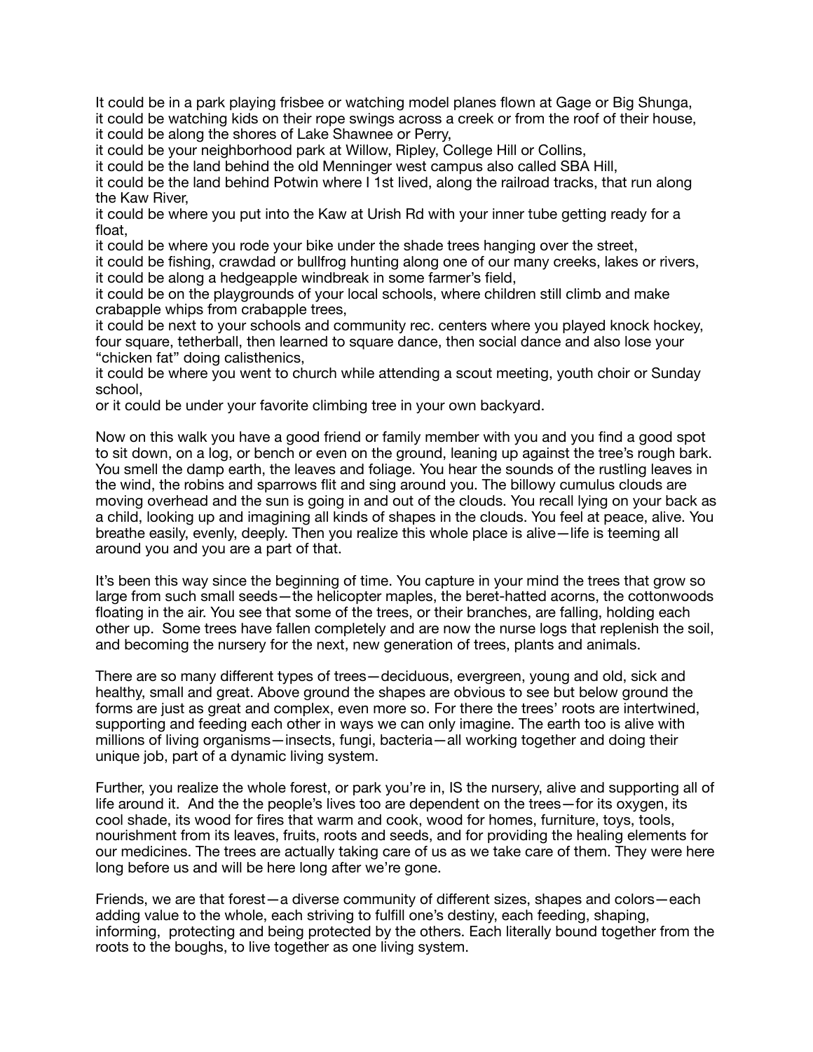it could be in a park playing frisbee or watching model planes flown at Gage or Big Shunga,
it could be watching kids on their rope swings across a creek or from the roof of their house,
it could be along the shores of Lake Shawnee or Perry,
it could be your neighborhood park at Willow, Ripley, College Hill or Collins,
it could be the land behind the old Menninger west campus also called SBA Hill,
it could be the land behind Potwin where I 1st lived, along the railroad tracks, that run along the Kaw River,
it could be where you put into the Kaw at Urish Rd with your inner tube getting ready for a float,
it could be where you rode your bike under the shade trees hanging over the street,
it could be fishing, crawdad or bullfrog hunting along one of our many creeks, lakes or rivers,
it could be along a hedgeapple windbreak in some farmer's field,
it could be on the playgrounds of your local schools, where children still climb and make crabapple whips from crabapple trees,
it could be next to your schools and community rec. centers where you played knock hockey, four square, tetherball, then learned to square dance, then social dance and also lose your "chicken fat" doing calisthenics,
it could be where you went to church while attending a scout meeting, youth choir or Sunday school,
or it could be under your favorite climbing tree in your own backyard.

Now on this walk you have a good friend or family member with you and you find a good spot to sit down, on a log, or bench or even on the ground, leaning up against the tree's rough bark. You smell the damp earth, the leaves and foliage. You hear the sounds of the rustling leaves in the wind, the robins and sparrows flit and sing around you. The billowy cumulus clouds are moving overhead and the sun is going in and out of the clouds. You recall lying on your back as a child, looking up and imagining all kinds of shapes in the clouds. You feel at peace, alive. You breathe easily, evenly, deeply. Then you realize this whole place is alive—life is teeming all around you and you are a part of that.

It's been this way since the beginning of time. You capture in your mind the trees that grow so large from such small seeds—the helicopter maples, the beret-hatted acorns, the cottonwoods floating in the air. You see that some of the trees, or their branches, are falling, holding each other up. Some trees have fallen completely and are now the nurse logs that replenish the soil, and becoming the nursery for the next, new generation of trees, plants and animals.

There are so many different types of trees—deciduous, evergreen, young and old, sick and healthy, small and great. Above ground the shapes are obvious to see but below ground the forms are just as great and complex, even more so. For there the trees' roots are intertwined, supporting and feeding each other in ways we can only imagine. The earth too is alive with millions of living organisms—insects, fungi, bacteria—all working together and doing their unique job, part of a dynamic living system.

Further, you realize the whole forest, or park you're in, IS the nursery, alive and supporting all of life around it. And the the people's lives too are dependent on the trees—for its oxygen, its cool shade, its wood for fires that warm and cook, wood for homes, furniture, toys, tools, nourishment from its leaves, fruits, roots and seeds, and for providing the healing elements for our medicines. The trees are actually taking care of us as we take care of them. They were here long before us and will be here long after we're gone.

Friends, we are that forest—a diverse community of different sizes, shapes and colors—each adding value to the whole, each striving to fulfill one's destiny, each feeding, shaping, informing, protecting and being protected by the others. Each literally bound together from the roots to the boughs, to live together as one living system.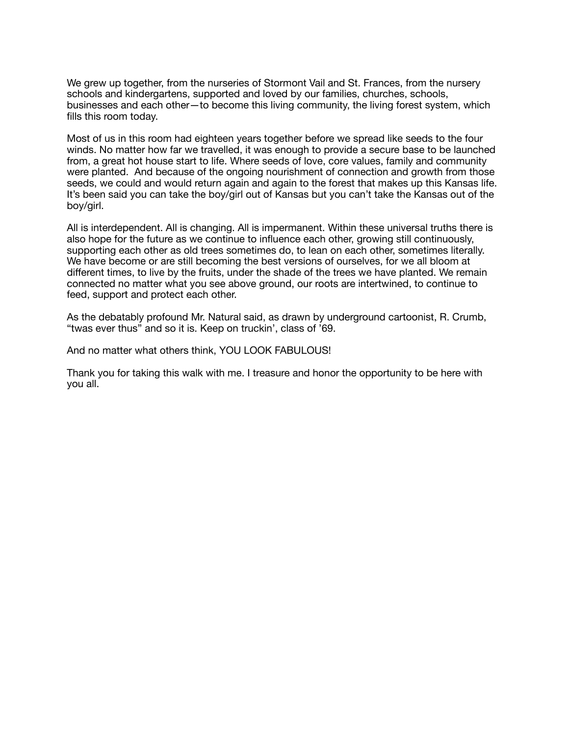We grew up together, from the nurseries of Stormont Vail and St. Frances, from the nursery schools and kindergartens, supported and loved by our families, churches, schools, businesses and each other—to become this living community, the living forest system, which fills this room today.

Most of us in this room had eighteen years together before we spread like seeds to the four winds. No matter how far we travelled, it was enough to provide a secure base to be launched from, a great hot house start to life. Where seeds of love, core values, family and community were planted. And because of the ongoing nourishment of connection and growth from those seeds, we could and would return again and again to the forest that makes up this Kansas life. It's been said you can take the boy/girl out of Kansas but you can't take the Kansas out of the boy/girl.

All is interdependent. All is changing. All is impermanent. Within these universal truths there is also hope for the future as we continue to influence each other, growing still continuously, supporting each other as old trees sometimes do, to lean on each other, sometimes literally. We have become or are still becoming the best versions of ourselves, for we all bloom at different times, to live by the fruits, under the shade of the trees we have planted. We remain connected no matter what you see above ground, our roots are intertwined, to continue to feed, support and protect each other.

As the debatably profound Mr. Natural said, as drawn by underground cartoonist, R. Crumb, "twas ever thus" and so it is. Keep on truckin', class of '69.

And no matter what others think, YOU LOOK FABULOUS!

Thank you for taking this walk with me. I treasure and honor the opportunity to be here with you all.